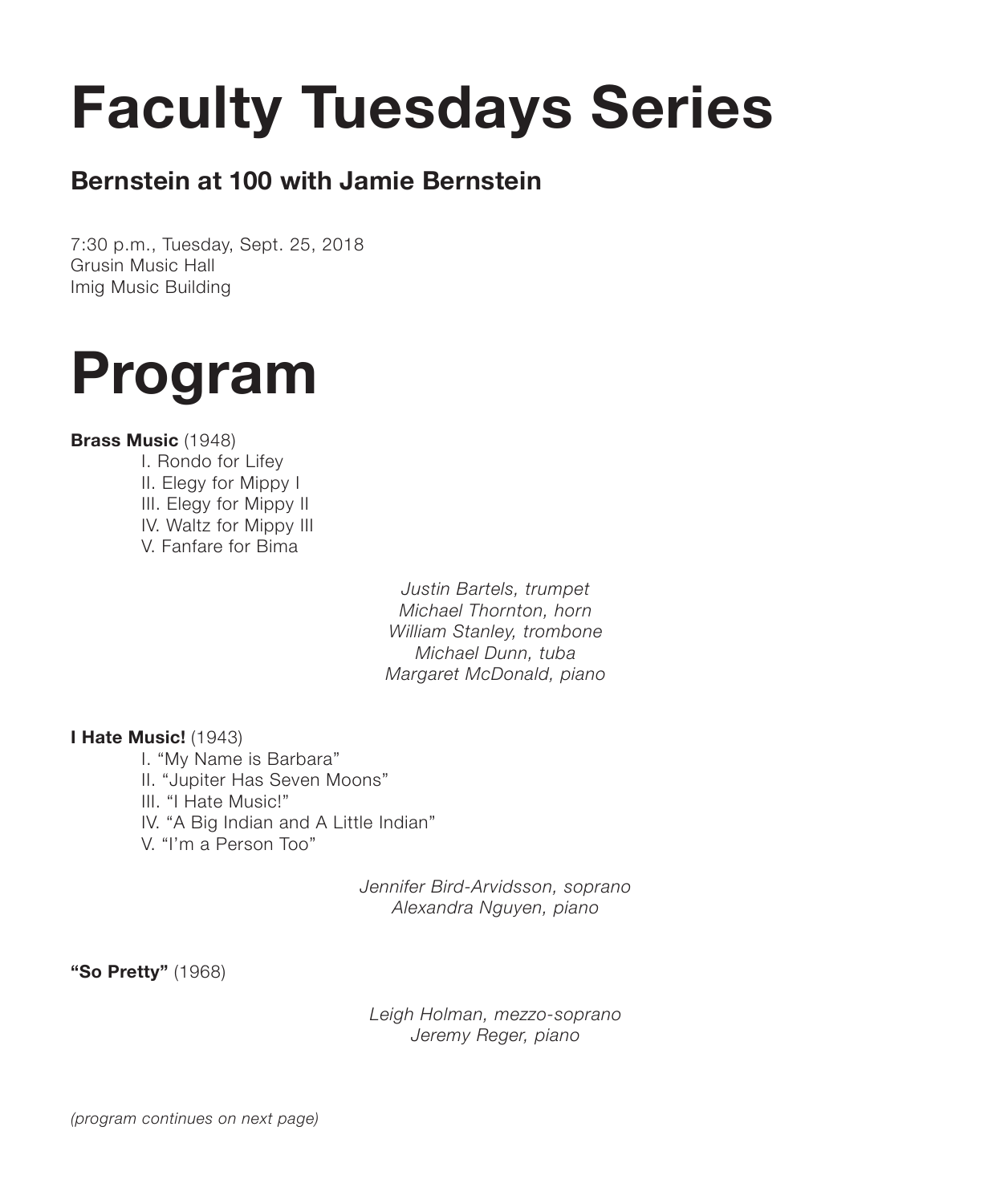# Faculty Tuesdays Series

## Bernstein at 100 with Jamie Bernstein

7:30 p.m., Tuesday, Sept. 25, 2018
Grusin Music Hall
Imig Music Building

# Program

**Brass Music** (1948)

I. Rondo for Lifey
II. Elegy for Mippy I
III. Elegy for Mippy II
IV. Waltz for Mippy III
V. Fanfare for Bima

*Justin Bartels, trumpet*
*Michael Thornton, horn*
*William Stanley, trombone*
*Michael Dunn, tuba*
*Margaret McDonald, piano*

**I Hate Music!** (1943)

I. "My Name is Barbara"
II. "Jupiter Has Seven Moons"
III. "I Hate Music!"
IV. "A Big Indian and A Little Indian"
V. "I'm a Person Too"

*Jennifer Bird-Arvidsson, soprano*
*Alexandra Nguyen, piano*

**"So Pretty"** (1968)

*Leigh Holman, mezzo-soprano*
*Jeremy Reger, piano*

*(program continues on next page)*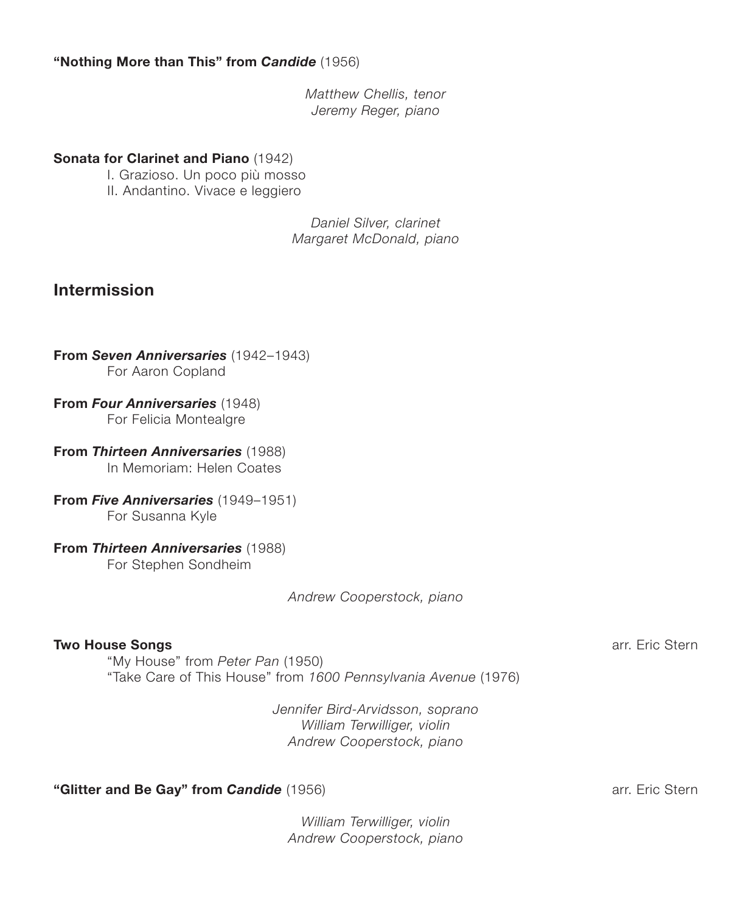**"Nothing More than This" from *Candide*** (1956)

*Matthew Chellis, tenor*
*Jeremy Reger, piano*

**Sonata for Clarinet and Piano** (1942)

I. Grazioso. Un poco più mosso
II. Andantino. Vivace e leggiero

*Daniel Silver, clarinet*
*Margaret McDonald, piano*

## Intermission

**From *Seven Anniversaries*** (1942–1943)
For Aaron Copland

**From *Four Anniversaries*** (1948)
For Felicia Montealgre

**From *Thirteen Anniversaries*** (1988)
In Memoriam: Helen Coates

**From *Five Anniversaries*** (1949–1951)
For Susanna Kyle

**From *Thirteen Anniversaries*** (1988)
For Stephen Sondheim

*Andrew Cooperstock, piano*

**Two House Songs** arr. Eric Stern

"My House" from *Peter Pan* (1950)
"Take Care of This House" from *1600 Pennsylvania Avenue* (1976)

*Jennifer Bird-Arvidsson, soprano*
*William Terwilliger, violin*
*Andrew Cooperstock, piano*

**"Glitter and Be Gay" from *Candide*** (1956) arr. Eric Stern

*William Terwilliger, violin*
*Andrew Cooperstock, piano*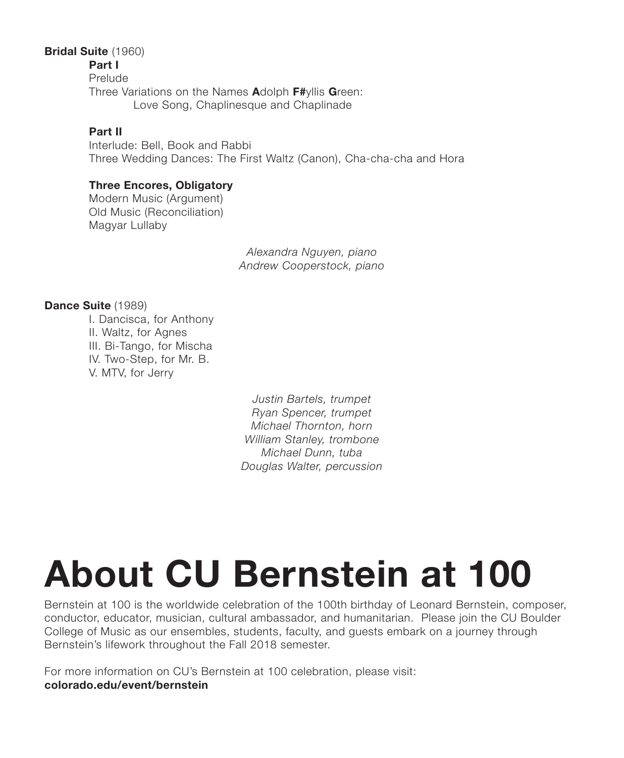**Bridal Suite** (1960)

**Part I**

Prelude

Three Variations on the Names **A**dolph **F#**yllis **G**reen:
Love Song, Chaplinesque and Chaplinade

**Part II**

Interlude: Bell, Book and Rabbi

Three Wedding Dances: The First Waltz (Canon), Cha-cha-cha and Hora

**Three Encores, Obligatory**

Modern Music (Argument)

Old Music (Reconciliation)

Magyar Lullaby

*Alexandra Nguyen, piano*
*Andrew Cooperstock, piano*

**Dance Suite** (1989)

I. Dancisca, for Anthony
II. Waltz, for Agnes
III. Bi-Tango, for Mischa
IV. Two-Step, for Mr. B.
V. MTV, for Jerry

*Justin Bartels, trumpet*
*Ryan Spencer, trumpet*
*Michael Thornton, horn*
*William Stanley, trombone*
*Michael Dunn, tuba*
*Douglas Walter, percussion*

# About CU Bernstein at 100

Bernstein at 100 is the worldwide celebration of the 100th birthday of Leonard Bernstein, composer, conductor, educator, musician, cultural ambassador, and humanitarian. Please join the CU Boulder College of Music as our ensembles, students, faculty, and guests embark on a journey through Bernstein's lifework throughout the Fall 2018 semester.

For more information on CU's Bernstein at 100 celebration, please visit:
**colorado.edu/event/bernstein**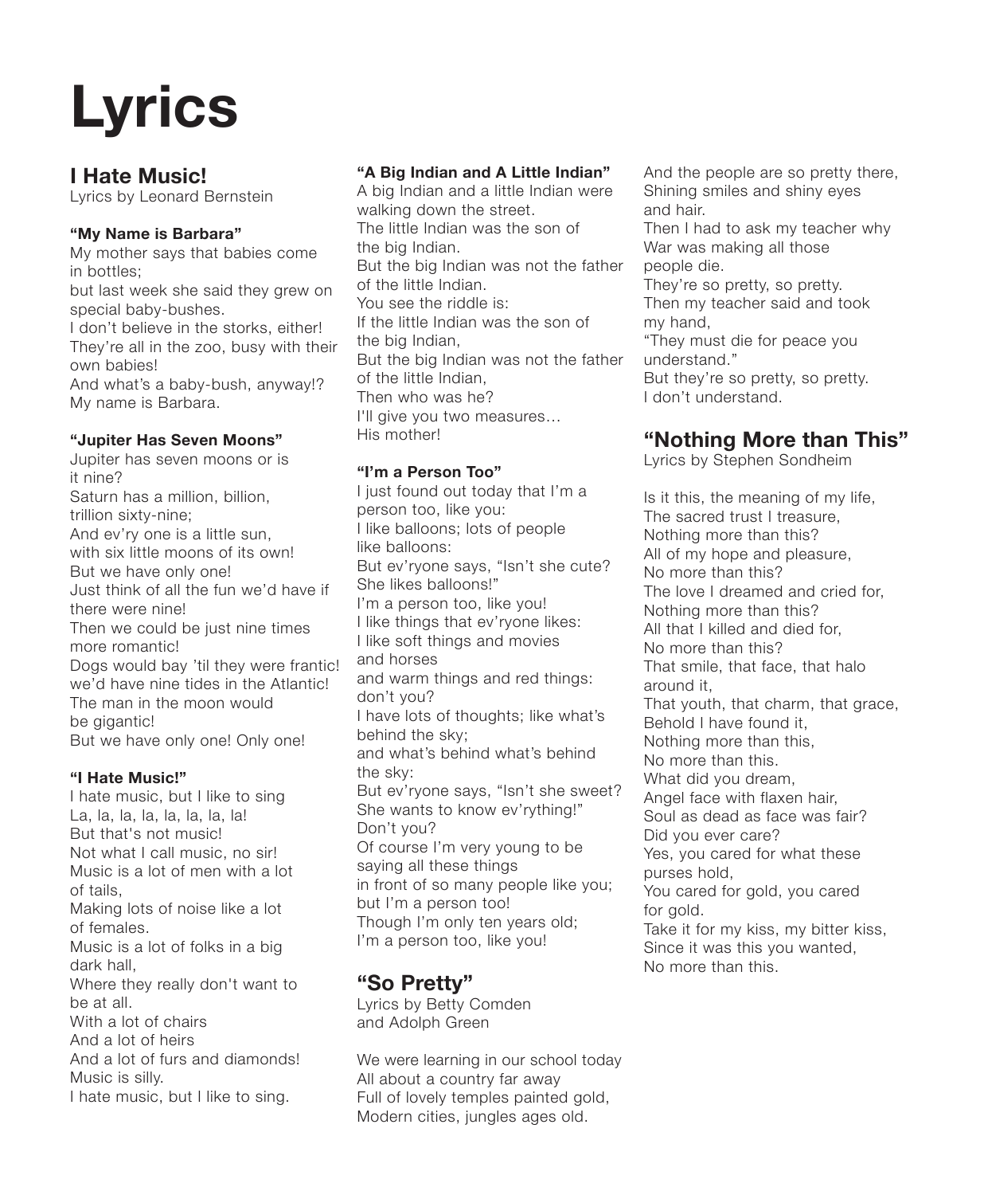# Lyrics

## I Hate Music!

Lyrics by Leonard Bernstein

**"My Name is Barbara"**

My mother says that babies come in bottles;
but last week she said they grew on special baby-bushes.
I don't believe in the storks, either!
They're all in the zoo, busy with their own babies!
And what's a baby-bush, anyway!?
My name is Barbara.

**"Jupiter Has Seven Moons"**

Jupiter has seven moons or is it nine?
Saturn has a million, billion, trillion sixty-nine;
And ev'ry one is a little sun, with six little moons of its own!
But we have only one!
Just think of all the fun we'd have if there were nine!
Then we could be just nine times more romantic!
Dogs would bay 'til they were frantic!
we'd have nine tides in the Atlantic!
The man in the moon would be gigantic!
But we have only one! Only one!

**"I Hate Music!"**

I hate music, but I like to sing
La, la, la, la, la, la, la, la!
But that's not music!
Not what I call music, no sir!
Music is a lot of men with a lot of tails,
Making lots of noise like a lot of females.
Music is a lot of folks in a big dark hall,
Where they really don't want to be at all.
With a lot of chairs
And a lot of heirs
And a lot of furs and diamonds!
Music is silly.
I hate music, but I like to sing.

**"A Big Indian and A Little Indian"**

A big Indian and a little Indian were walking down the street.
The little Indian was the son of the big Indian.
But the big Indian was not the father of the little Indian.
You see the riddle is:
If the little Indian was the son of the big Indian,
But the big Indian was not the father of the little Indian,
Then who was he?
I'll give you two measures…
His mother!

**"I'm a Person Too"**

I just found out today that I'm a person too, like you:
I like balloons; lots of people like balloons:
But ev'ryone says, "Isn't she cute? She likes balloons!"
I'm a person too, like you!
I like things that ev'ryone likes:
I like soft things and movies and horses
and warm things and red things: don't you?
I have lots of thoughts; like what's behind the sky;
and what's behind what's behind the sky:
But ev'ryone says, "Isn't she sweet? She wants to know ev'rything!"
Don't you?
Of course I'm very young to be saying all these things
in front of so many people like you;
but I'm a person too!
Though I'm only ten years old;
I'm a person too, like you!

## "So Pretty"

Lyrics by Betty Comden and Adolph Green

We were learning in our school today
All about a country far away
Full of lovely temples painted gold,
Modern cities, jungles ages old.
And the people are so pretty there,
Shining smiles and shiny eyes and hair.
Then I had to ask my teacher why
War was making all those people die.
They're so pretty, so pretty.
Then my teacher said and took my hand,
"They must die for peace you understand."
But they're so pretty, so pretty.
I don't understand.

## "Nothing More than This"

Lyrics by Stephen Sondheim

Is it this, the meaning of my life,
The sacred trust I treasure,
Nothing more than this?
All of my hope and pleasure,
No more than this?
The love I dreamed and cried for,
Nothing more than this?
All that I killed and died for,
No more than this?
That smile, that face, that halo around it,
That youth, that charm, that grace,
Behold I have found it,
Nothing more than this,
No more than this.
What did you dream,
Angel face with flaxen hair,
Soul as dead as face was fair?
Did you ever care?
Yes, you cared for what these purses hold,
You cared for gold, you cared for gold.
Take it for my kiss, my bitter kiss,
Since it was this you wanted,
No more than this.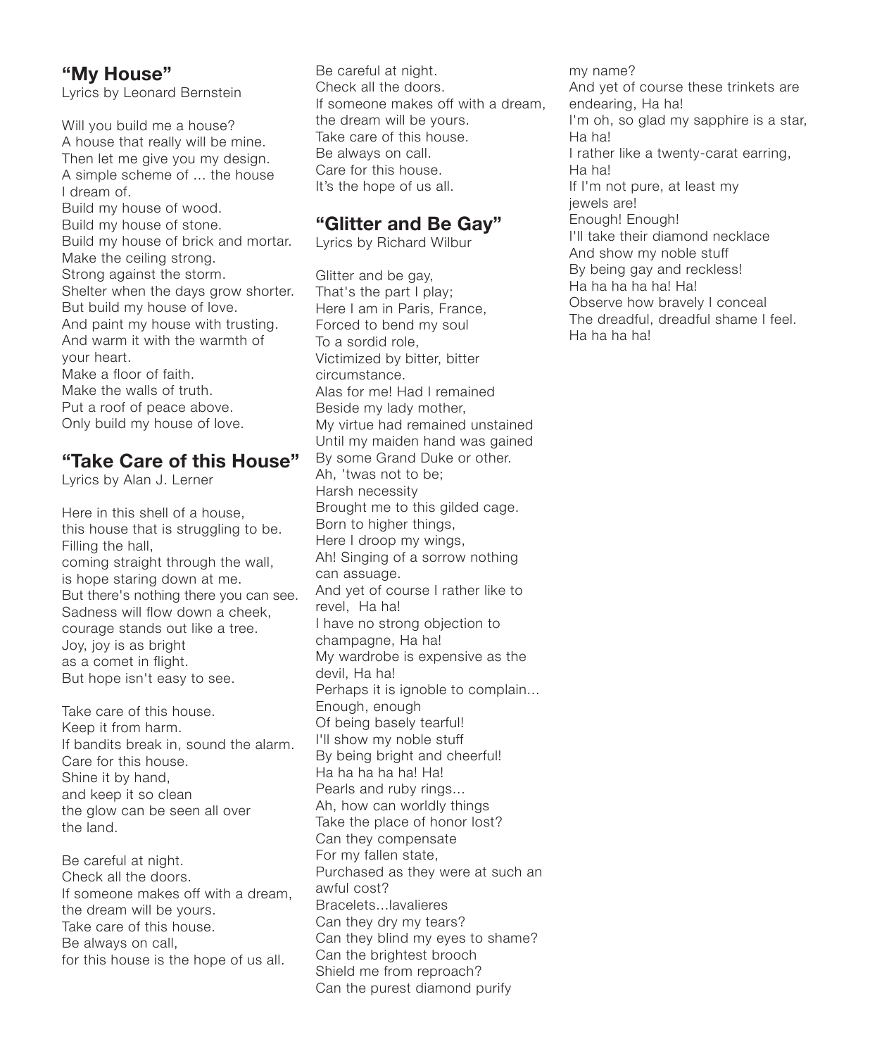## "My House"

Lyrics by Leonard Bernstein

Will you build me a house?
A house that really will be mine.
Then let me give you my design.
A simple scheme of … the house
I dream of.
Build my house of wood.
Build my house of stone.
Build my house of brick and mortar.
Make the ceiling strong.
Strong against the storm.
Shelter when the days grow shorter.
But build my house of love.
And paint my house with trusting.
And warm it with the warmth of
your heart.
Make a floor of faith.
Make the walls of truth.
Put a roof of peace above.
Only build my house of love.

## "Take Care of this House"

Lyrics by Alan J. Lerner

Here in this shell of a house,
this house that is struggling to be.
Filling the hall,
coming straight through the wall,
is hope staring down at me.
But there's nothing there you can see.
Sadness will flow down a cheek,
courage stands out like a tree.
Joy, joy is as bright
as a comet in flight.
But hope isn't easy to see.

Take care of this house.
Keep it from harm.
If bandits break in, sound the alarm.
Care for this house.
Shine it by hand,
and keep it so clean
the glow can be seen all over
the land.

Be careful at night.
Check all the doors.
If someone makes off with a dream,
the dream will be yours.
Take care of this house.
Be always on call,
for this house is the hope of us all.

Be careful at night.
Check all the doors.
If someone makes off with a dream,
the dream will be yours.
Take care of this house.
Be always on call.
Care for this house.
It's the hope of us all.

## "Glitter and Be Gay"

Lyrics by Richard Wilbur

Glitter and be gay,
That's the part I play;
Here I am in Paris, France,
Forced to bend my soul
To a sordid role,
Victimized by bitter, bitter
circumstance.
Alas for me! Had I remained
Beside my lady mother,
My virtue had remained unstained
Until my maiden hand was gained
By some Grand Duke or other.
Ah, 'twas not to be;
Harsh necessity
Brought me to this gilded cage.
Born to higher things,
Here I droop my wings,
Ah! Singing of a sorrow nothing
can assuage.
And yet of course I rather like to
revel, Ha ha!
I have no strong objection to
champagne, Ha ha!
My wardrobe is expensive as the
devil, Ha ha!
Perhaps it is ignoble to complain…
Enough, enough
Of being basely tearful!
I'll show my noble stuff
By being bright and cheerful!
Ha ha ha ha ha! Ha!
Pearls and ruby rings…
Ah, how can worldly things
Take the place of honor lost?
Can they compensate
For my fallen state,
Purchased as they were at such an
awful cost?
Bracelets…lavalieres
Can they dry my tears?
Can they blind my eyes to shame?
Can the brightest brooch
Shield me from reproach?
Can the purest diamond purify
my name?
And yet of course these trinkets are
endearing, Ha ha!
I'm oh, so glad my sapphire is a star,
Ha ha!
I rather like a twenty-carat earring,
Ha ha!
If I'm not pure, at least my
jewels are!
Enough! Enough!
I'll take their diamond necklace
And show my noble stuff
By being gay and reckless!
Ha ha ha ha ha! Ha!
Observe how bravely I conceal
The dreadful, dreadful shame I feel.
Ha ha ha ha!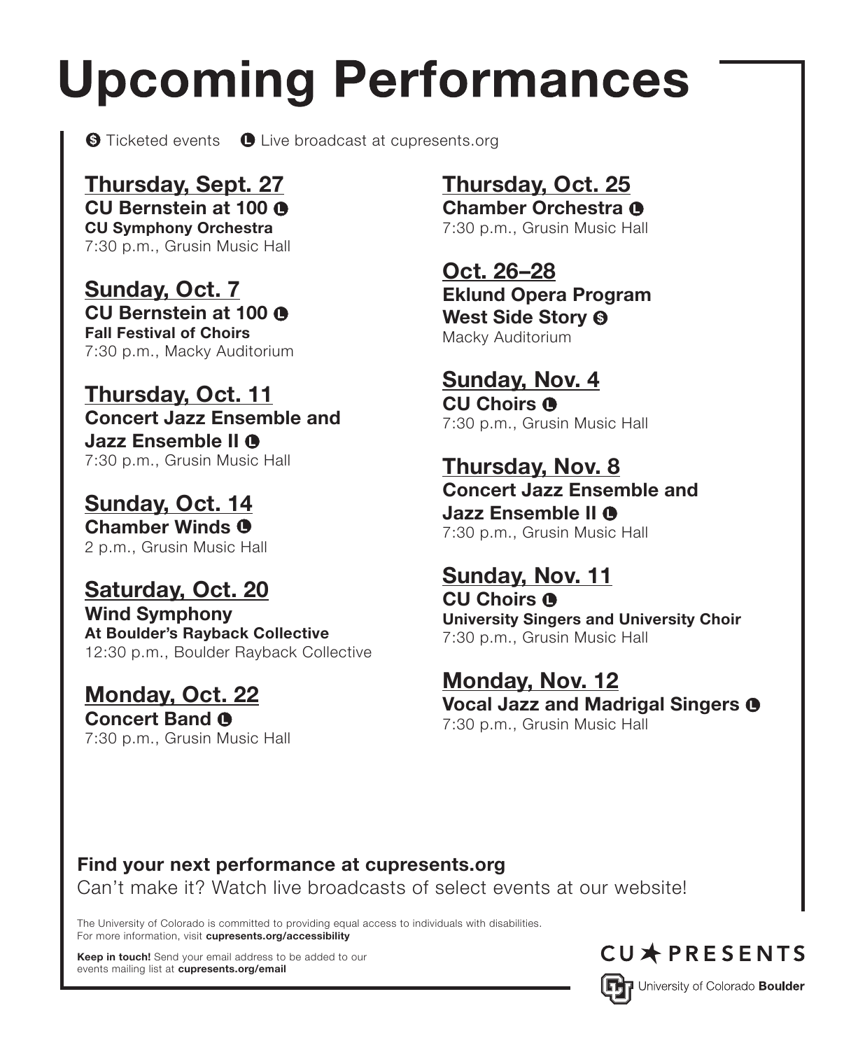# Upcoming Performances

Ⓢ Ticketed events  Ⓛ Live broadcast at cupresents.org

**Thursday, Sept. 27**
**CU Bernstein at 100 Ⓛ**
**CU Symphony Orchestra**
7:30 p.m., Grusin Music Hall

**Sunday, Oct. 7**
**CU Bernstein at 100 Ⓛ**
**Fall Festival of Choirs**
7:30 p.m., Macky Auditorium

**Thursday, Oct. 11**
**Concert Jazz Ensemble and Jazz Ensemble II Ⓛ**
7:30 p.m., Grusin Music Hall

**Sunday, Oct. 14**
**Chamber Winds Ⓛ**
2 p.m., Grusin Music Hall

**Saturday, Oct. 20**
**Wind Symphony**
**At Boulder's Rayback Collective**
12:30 p.m., Boulder Rayback Collective

**Monday, Oct. 22**
**Concert Band Ⓛ**
7:30 p.m., Grusin Music Hall

**Thursday, Oct. 25**
**Chamber Orchestra Ⓛ**
7:30 p.m., Grusin Music Hall

**Oct. 26–28**
**Eklund Opera Program**
**West Side Story Ⓢ**
Macky Auditorium

**Sunday, Nov. 4**
**CU Choirs Ⓛ**
7:30 p.m., Grusin Music Hall

**Thursday, Nov. 8**
**Concert Jazz Ensemble and Jazz Ensemble II Ⓛ**
7:30 p.m., Grusin Music Hall

**Sunday, Nov. 11**
**CU Choirs Ⓛ**
**University Singers and University Choir**
7:30 p.m., Grusin Music Hall

**Monday, Nov. 12**
**Vocal Jazz and Madrigal Singers Ⓛ**
7:30 p.m., Grusin Music Hall

**Find your next performance at cupresents.org**
Can't make it? Watch live broadcasts of select events at our website!

The University of Colorado is committed to providing equal access to individuals with disabilities. For more information, visit **cupresents.org/accessibility**

**Keep in touch!** Send your email address to be added to our events mailing list at **cupresents.org/email**

CU ★ PRESENTS
University of Colorado **Boulder**